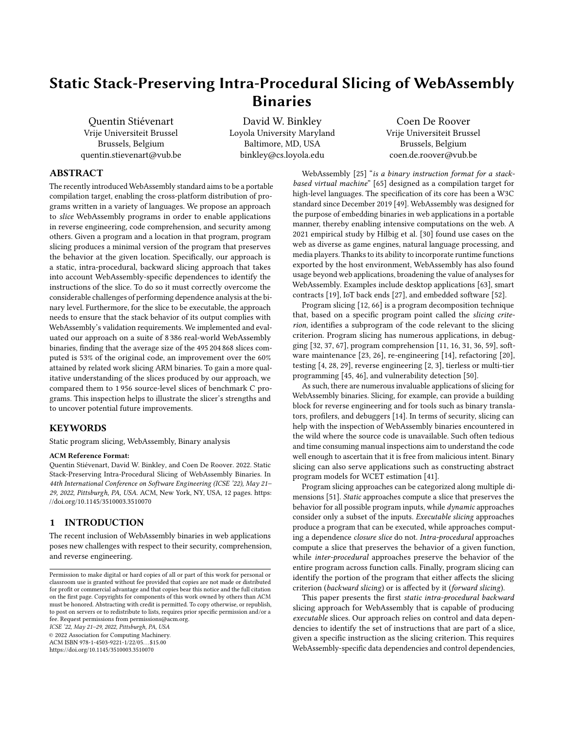# Static Stack-Preserving Intra-Procedural Slicing of WebAssembly Binaries

Quentin Stiévenart
Vrije Universiteit Brussel
Brussels, Belgium
quentin.stievenart@vub.be

David W. Binkley
Loyola University Maryland
Baltimore, MD, USA
binkley@cs.loyola.edu

Coen De Roover
Vrije Universiteit Brussel
Brussels, Belgium
coen.de.roover@vub.be

## ABSTRACT

The recently introduced WebAssembly standard aims to be a portable compilation target, enabling the cross-platform distribution of programs written in a variety of languages. We propose an approach to *slice* WebAssembly programs in order to enable applications in reverse engineering, code comprehension, and security among others. Given a program and a location in that program, program slicing produces a minimal version of the program that preserves the behavior at the given location. Specifically, our approach is a static, intra-procedural, backward slicing approach that takes into account WebAssembly-specific dependences to identify the instructions of the slice. To do so it must correctly overcome the considerable challenges of performing dependence analysis at the binary level. Furthermore, for the slice to be executable, the approach needs to ensure that the stack behavior of its output complies with WebAssembly's validation requirements. We implemented and evaluated our approach on a suite of 8 386 real-world WebAssembly binaries, finding that the average size of the 495 204 868 slices computed is 53% of the original code, an improvement over the 60% attained by related work slicing ARM binaries. To gain a more qualitative understanding of the slices produced by our approach, we compared them to 1 956 source-level slices of benchmark C programs. This inspection helps to illustrate the slicer's strengths and to uncover potential future improvements.

## KEYWORDS

Static program slicing, WebAssembly, Binary analysis

**ACM Reference Format:**
Quentin Stiévenart, David W. Binkley, and Coen De Roover. 2022. Static Stack-Preserving Intra-Procedural Slicing of WebAssembly Binaries. In *44th International Conference on Software Engineering (ICSE '22), May 21–29, 2022, Pittsburgh, PA, USA.* ACM, New York, NY, USA, 12 pages. https://doi.org/10.1145/3510003.3510070

## 1 INTRODUCTION

The recent inclusion of WebAssembly binaries in web applications poses new challenges with respect to their security, comprehension, and reverse engineering.

WebAssembly [25] "*is a binary instruction format for a stack-based virtual machine*" [65] designed as a compilation target for high-level languages. The specification of its core has been a W3C standard since December 2019 [49]. WebAssembly was designed for the purpose of embedding binaries in web applications in a portable manner, thereby enabling intensive computations on the web. A 2021 empirical study by Hilbig et al. [30] found use cases on the web as diverse as game engines, natural language processing, and media players. Thanks to its ability to incorporate runtime functions exported by the host environment, WebAssembly has also found usage beyond web applications, broadening the value of analyses for WebAssembly. Examples include desktop applications [63], smart contracts [19], IoT back ends [27], and embedded software [52].

Program slicing [12, 66] is a program decomposition technique that, based on a specific program point called the *slicing criterion*, identifies a subprogram of the code relevant to the slicing criterion. Program slicing has numerous applications, in debugging [32, 37, 67], program comprehension [11, 16, 31, 36, 59], software maintenance [23, 26], re-engineering [14], refactoring [20], testing [4, 28, 29], reverse engineering [2, 3], tierless or multi-tier programming [45, 46], and vulnerability detection [50].

As such, there are numerous invaluable applications of slicing for WebAssembly binaries. Slicing, for example, can provide a building block for reverse engineering and for tools such as binary translators, profilers, and debuggers [14]. In terms of security, slicing can help with the inspection of WebAssembly binaries encountered in the wild where the source code is unavailable. Such often tedious and time consuming manual inspections aim to understand the code well enough to ascertain that it is free from malicious intent. Binary slicing can also serve applications such as constructing abstract program models for WCET estimation [41].

Program slicing approaches can be categorized along multiple dimensions [51]. *Static* approaches compute a slice that preserves the behavior for all possible program inputs, while *dynamic* approaches consider only a subset of the inputs. *Executable slicing* approaches produce a program that can be executed, while approaches computing a dependence *closure slice* do not. *Intra-procedural* approaches compute a slice that preserves the behavior of a given function, while *inter-procedural* approaches preserve the behavior of the entire program across function calls. Finally, program slicing can identify the portion of the program that either affects the slicing criterion (*backward slicing*) or is affected by it (*forward slicing*).

This paper presents the first *static intra-procedural backward* slicing approach for WebAssembly that is capable of producing *executable* slices. Our approach relies on control and data dependences to identify the set of instructions that are part of a slice, given a specific instruction as the slicing criterion. This requires WebAssembly-specific data dependencies and control dependencies,

Permission to make digital or hard copies of all or part of this work for personal or classroom use is granted without fee provided that copies are not made or distributed for profit or commercial advantage and that copies bear this notice and the full citation on the first page. Copyrights for components of this work owned by others than ACM must be honored. Abstracting with credit is permitted. To copy otherwise, or republish, to post on servers or to redistribute to lists, requires prior specific permission and/or a fee. Request permissions from permissions@acm.org.
*ICSE '22, May 21–29, 2022, Pittsburgh, PA, USA*
© 2022 Association for Computing Machinery.
ACM ISBN 978-1-4503-9221-1/22/05…$15.00
https://doi.org/10.1145/3510003.3510070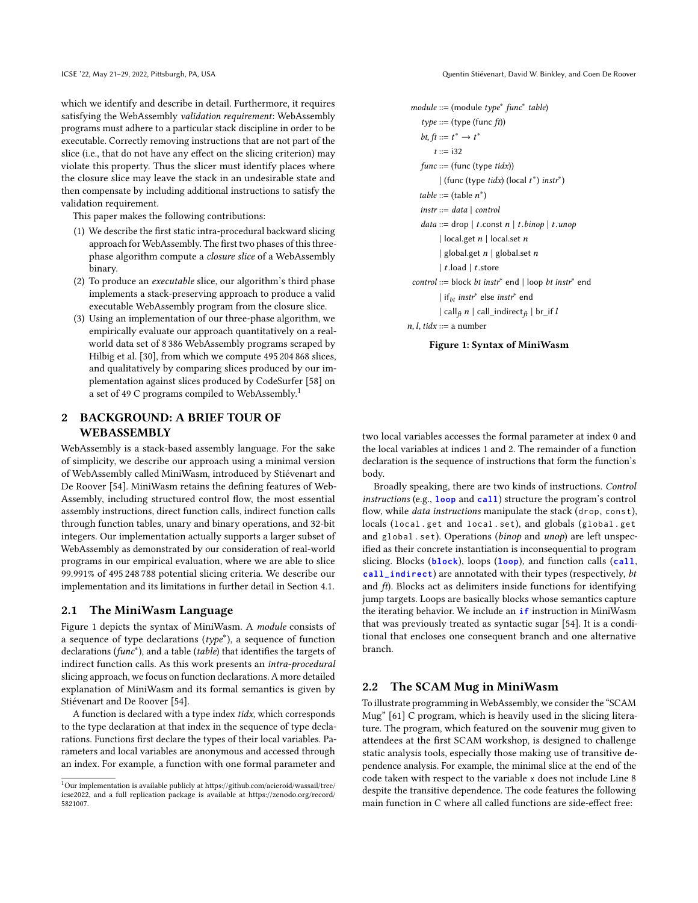which we identify and describe in detail. Furthermore, it requires satisfying the WebAssembly *validation requirement*: WebAssembly programs must adhere to a particular stack discipline in order to be executable. Correctly removing instructions that are not part of the slice (i.e., that do not have any effect on the slicing criterion) may violate this property. Thus the slicer must identify places where the closure slice may leave the stack in an undesirable state and then compensate by including additional instructions to satisfy the validation requirement.

This paper makes the following contributions:

1. We describe the first static intra-procedural backward slicing approach for WebAssembly. The first two phases of this three-phase algorithm compute a *closure slice* of a WebAssembly binary.
2. To produce an *executable* slice, our algorithm's third phase implements a stack-preserving approach to produce a valid executable WebAssembly program from the closure slice.
3. Using an implementation of our three-phase algorithm, we empirically evaluate our approach quantitatively on a real-world data set of 8 386 WebAssembly programs scraped by Hilbig et al. [30], from which we compute 495 204 868 slices, and qualitatively by comparing slices produced by our implementation against slices produced by CodeSurfer [58] on a set of 49 C programs compiled to WebAssembly.[1]

## 2 BACKGROUND: A BRIEF TOUR OF WEBASSEMBLY

WebAssembly is a stack-based assembly language. For the sake of simplicity, we describe our approach using a minimal version of WebAssembly called MiniWasm, introduced by Stiévenart and De Roover [54]. MiniWasm retains the defining features of WebAssembly, including structured control flow, the most essential assembly instructions, direct function calls, indirect function calls through function tables, unary and binary operations, and 32-bit integers. Our implementation actually supports a larger subset of WebAssembly as demonstrated by our consideration of real-world programs in our empirical evaluation, where we are able to slice 99.991% of 495 248 788 potential slicing criteria. We describe our implementation and its limitations in further detail in Section 4.1.

### 2.1 The MiniWasm Language

Figure 1 depicts the syntax of MiniWasm. A *module* consists of a sequence of type declarations ($type^*$), a sequence of function declarations ($func^*$), and a table (*table*) that identifies the targets of indirect function calls. As this work presents an *intra-procedural* slicing approach, we focus on function declarations. A more detailed explanation of MiniWasm and its formal semantics is given by Stiévenart and De Roover [54].

A function is declared with a type index *tidx*, which corresponds to the type declaration at that index in the sequence of type declarations. Functions first declare the types of their local variables. Parameters and local variables are anonymous and accessed through an index. For example, a function with one formal parameter and two local variables accesses the formal parameter at index 0 and the local variables at indices 1 and 2. The remainder of a function declaration is the sequence of instructions that form the function's body.

$$
\begin{aligned}
module &::= (\text{module } type^*\ func^*\ table) \\
type &::= (\text{type } (\text{func } ft)) \\
bt, ft &::= t^* \rightarrow t^* \\
t &::= \text{i32} \\
func &::= (\text{func } (\text{type } tidx)) \\
&\quad\mid (\text{func } (\text{type } tidx)\ (\text{local } t^*)\ instr^*) \\
table &::= (\text{table } n^*) \\
instr &::= data \mid control \\
data &::= \text{drop} \mid t.\text{const } n \mid t.binop \mid t.unop \\
&\quad\mid \text{local.get } n \mid \text{local.set } n \\
&\quad\mid \text{global.get } n \mid \text{global.set } n \\
&\quad\mid t.\text{load} \mid t.\text{store} \\
control &::= \text{block } bt\ instr^*\ \text{end} \mid \text{loop } bt\ instr^*\ \text{end} \\
&\quad\mid \text{if}_{bt}\ instr^*\ \text{else } instr^*\ \text{end} \\
&\quad\mid \text{call}_{ft}\ n \mid \text{call\_indirect}_{ft} \mid \text{br\_if } l \\
n, l, tidx &::= \text{a number}
\end{aligned}
$$

**Figure 1: Syntax of MiniWasm**

Broadly speaking, there are two kinds of instructions. *Control instructions* (e.g., **loop** and **call**) structure the program's control flow, while *data instructions* manipulate the stack (`drop`, `const`), locals (`local.get` and `local.set`), and globals (`global.get` and `global.set`). Operations (*binop* and *unop*) are left unspecified as their concrete instantiation is inconsequential to program slicing. Blocks (**block**), loops (**loop**), and function calls (**call**, **call_indirect**) are annotated with their types (respectively, *bt* and *ft*). Blocks act as delimiters inside functions for identifying jump targets. Loops are basically blocks whose semantics capture the iterating behavior. We include an **if** instruction in MiniWasm that was previously treated as syntactic sugar [54]. It is a conditional that encloses one consequent branch and one alternative branch.

### 2.2 The SCAM Mug in MiniWasm

To illustrate programming in WebAssembly, we consider the "SCAM Mug" [61] C program, which is heavily used in the slicing literature. The program, which featured on the souvenir mug given to attendees at the first SCAM workshop, is designed to challenge static analysis tools, especially those making use of transitive dependence analysis. For example, the minimal slice at the end of the code taken with respect to the variable `x` does not include Line 8 despite the transitive dependence. The code features the following main function in C where all called functions are side-effect free:

---

[1] Our implementation is available publicly at https://github.com/acieroid/wassail/tree/icse2022, and a full replication package is available at https://zenodo.org/record/5821007.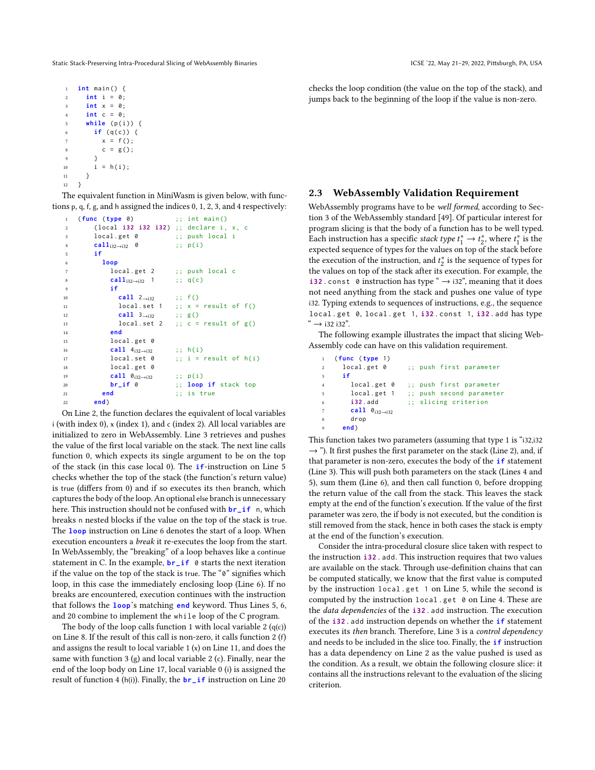```c
int main() {
  int i = 0;
  int x = 0;
  int c = 0;
  while (p(i)) {
    if (q(c)) {
      x = f();
      c = g();
    }
    i = h(i);
  }
}
```

The equivalent function in MiniWasm is given below, with functions p, q, f, g, and h assigned the indices 0, 1, 2, 3, and 4 respectively:

```wasm
(func (type 0)           ;; int main()
    (local i32 i32 i32) ;; declare i, x, c
    local.get 0          ;; push local i
    call_{i32→i32} 0     ;; p(i)
    if
      loop
        local.get 2      ;; push local c
        call_{i32→i32} 1 ;; q(c)
        if
          call 2_{→i32}  ;; f()
          local.set 1    ;; x = result of f()
          call 3_{→i32}  ;; g()
          local.set 2    ;; c = result of g()
        end
        local.get 0
        call 4_{i32→i32} ;; h(i)
        local.set 0      ;; i = result of h(i)
        local.get 0
        call 0_{i32→i32} ;; p(i)
        br_if 0          ;; loop if stack top
      end                ;; is true
    end)
```

On Line 2, the function declares the equivalent of local variables i (with index 0), x (index 1), and c (index 2). All local variables are initialized to zero in WebAssembly. Line 3 retrieves and pushes the value of the first local variable on the stack. The next line calls function 0, which expects its single argument to be on the top of the stack (in this case local 0). The `if`-instruction on Line 5 checks whether the top of the stack (the function's return value) is true (differs from 0) and if so executes its then branch, which captures the body of the loop. An optional else branch is unnecessary here. This instruction should not be confused with `br_if n`, which breaks n nested blocks if the value on the top of the stack is true. The `loop` instruction on Line 6 denotes the start of a loop. When execution encounters a *break* it re-executes the loop from the start. In WebAssembly, the "breaking" of a loop behaves like a continue statement in C. In the example, `br_if 0` starts the next iteration if the value on the top of the stack is true. The "0" signifies which loop, in this case the immediately enclosing loop (Line 6). If no breaks are encountered, execution continues with the instruction that follows the `loop`'s matching `end` keyword. Thus Lines 5, 6, and 20 combine to implement the `while` loop of the C program.

The body of the loop calls function 1 with local variable 2 (q(c)) on Line 8. If the result of this call is non-zero, it calls function 2 (f) and assigns the result to local variable 1 (x) on Line 11, and does the same with function 3 (g) and local variable 2 (c). Finally, near the end of the loop body on Line 17, local variable 0 (i) is assigned the result of function 4 (h(i)). Finally, the `br_if` instruction on Line 20 checks the loop condition (the value on the top of the stack), and jumps back to the beginning of the loop if the value is non-zero.

## 2.3 WebAssembly Validation Requirement

WebAssembly programs have to be *well formed*, according to Section 3 of the WebAssembly standard [49]. Of particular interest for program slicing is that the body of a function has to be well typed. Each instruction has a specific *stack type* $t_1^* \rightarrow t_2^*$, where $t_1^*$ is the expected sequence of types for the values on top of the stack before the execution of the instruction, and $t_2^*$ is the sequence of types for the values on top of the stack after its execution. For example, the `i32.const 0` instruction has type "$\rightarrow$ i32", meaning that it does not need anything from the stack and pushes one value of type i32. Typing extends to sequences of instructions, e.g., the sequence `local.get 0`, `local.get 1`, `i32.const 1`, `i32.add` has type "$\rightarrow$ i32 i32".

The following example illustrates the impact that slicing WebAssembly code can have on this validation requirement.

```wasm
(func (type 1)
  local.get 0       ;; push first parameter
  if
    local.get 0     ;; push first parameter
    local.get 1     ;; push second parameter
    i32.add         ;; slicing criterion
    call 0_{i32→i32}
    drop
  end)
```

This function takes two parameters (assuming that type 1 is "i32,i32 $\rightarrow$ "). It first pushes the first parameter on the stack (Line 2), and, if that parameter is non-zero, executes the body of the `if` statement (Line 3). This will push both parameters on the stack (Lines 4 and 5), sum them (Line 6), and then call function 0, before dropping the return value of the call from the stack. This leaves the stack empty at the end of the function's execution. If the value of the first parameter was zero, the if body is not executed, but the condition is still removed from the stack, hence in both cases the stack is empty at the end of the function's execution.

Consider the intra-procedural closure slice taken with respect to the instruction `i32.add`. This instruction requires that two values are available on the stack. Through use-definition chains that can be computed statically, we know that the first value is computed by the instruction `local.get 1` on Line 5, while the second is computed by the instruction `local.get 0` on Line 4. These are the *data dependencies* of the `i32.add` instruction. The execution of the `i32.add` instruction depends on whether the `if` statement executes its *then* branch. Therefore, Line 3 is a *control dependency* and needs to be included in the slice too. Finally, the `if` instruction has a data dependency on Line 2 as the value pushed is used as the condition. As a result, we obtain the following closure slice: it contains all the instructions relevant to the evaluation of the slicing criterion.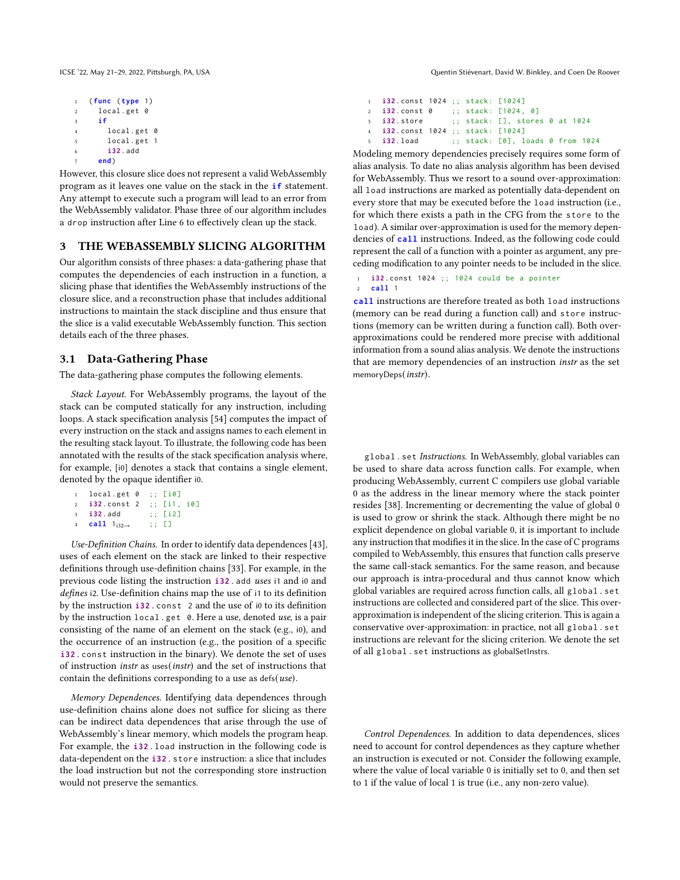```
(func (type 1)
  local.get 0
  if
    local.get 0
    local.get 1
    i32.add
  end)
```

However, this closure slice does not represent a valid WebAssembly program as it leaves one value on the stack in the **if** statement. Any attempt to execute such a program will lead to an error from the WebAssembly validator. Phase three of our algorithm includes a `drop` instruction after Line 6 to effectively clean up the stack.

## 3 THE WEBASSEMBLY SLICING ALGORITHM

Our algorithm consists of three phases: a data-gathering phase that computes the dependencies of each instruction in a function, a slicing phase that identifies the WebAssembly instructions of the closure slice, and a reconstruction phase that includes additional instructions to maintain the stack discipline and thus ensure that the slice is a valid executable WebAssembly function. This section details each of the three phases.

### 3.1 Data-Gathering Phase

The data-gathering phase computes the following elements.

*Stack Layout.* For WebAssembly programs, the layout of the stack can be computed statically for any instruction, including loops. A stack specification analysis [54] computes the impact of every instruction on the stack and assigns names to each element in the resulting stack layout. To illustrate, the following code has been annotated with the results of the stack specification analysis where, for example, [i0] denotes a stack that contains a single element, denoted by the opaque identifier i0.

```
local.get 0  ;; [i0]
i32.const 2  ;; [i1, i0]
i32.add      ;; [i2]
call 1_{i32→}    ;; []
```

*Use-Definition Chains.* In order to identify data dependences [43], uses of each element on the stack are linked to their respective definitions through use-definition chains [33]. For example, in the previous code listing the instruction `i32.add` *uses* i1 and i0 and *defines* i2. Use-definition chains map the use of i1 to its definition by the instruction `i32.const 2` and the use of i0 to its definition by the instruction `local.get 0`. Here a use, denoted *use*, is a pair consisting of the name of an element on the stack (e.g., i0), and the occurrence of an instruction (e.g., the position of a specific `i32.const` instruction in the binary). We denote the set of uses of instruction *instr* as uses(*instr*) and the set of instructions that contain the definitions corresponding to a use as defs(*use*).

*Memory Dependences.* Identifying data dependences through use-definition chains alone does not suffice for slicing as there can be indirect data dependences that arise through the use of WebAssembly's linear memory, which models the program heap. For example, the `i32.load` instruction in the following code is data-dependent on the `i32.store` instruction: a slice that includes the load instruction but not the corresponding store instruction would not preserve the semantics.

```
i32.const 1024 ;; stack: [1024]
i32.const 0    ;; stack: [1024, 0]
i32.store      ;; stack: [], stores 0 at 1024
i32.const 1024 ;; stack: [1024]
i32.load       ;; stack: [0], loads 0 from 1024
```

Modeling memory dependencies precisely requires some form of alias analysis. To date no alias analysis algorithm has been devised for WebAssembly. Thus we resort to a sound over-approximation: all `load` instructions are marked as potentially data-dependent on every store that may be executed before the `load` instruction (i.e., for which there exists a path in the CFG from the `store` to the `load`). A similar over-approximation is used for the memory dependencies of **call** instructions. Indeed, as the following code could represent the call of a function with a pointer as argument, any preceding modification to any pointer needs to be included in the slice.

```
i32.const 1024 ;; 1024 could be a pointer
call 1
```

**call** instructions are therefore treated as both `load` instructions (memory can be read during a function call) and `store` instructions (memory can be written during a function call). Both over-approximations could be rendered more precise with additional information from a sound alias analysis. We denote the instructions that are memory dependencies of an instruction *instr* as the set memoryDeps(*instr*).

`global.set` *Instructions.* In WebAssembly, global variables can be used to share data across function calls. For example, when producing WebAssembly, current C compilers use global variable 0 as the address in the linear memory where the stack pointer resides [38]. Incrementing or decrementing the value of global 0 is used to grow or shrink the stack. Although there might be no explicit dependence on global variable 0, it is important to include any instruction that modifies it in the slice. In the case of C programs compiled to WebAssembly, this ensures that function calls preserve the same call-stack semantics. For the same reason, and because our approach is intra-procedural and thus cannot know which global variables are required across function calls, all `global.set` instructions are collected and considered part of the slice. This over-approximation is independent of the slicing criterion. This is again a conservative over-approximation: in practice, not all `global.set` instructions are relevant for the slicing criterion. We denote the set of all `global.set` instructions as globalSetInstrs.

*Control Dependences.* In addition to data dependences, slices need to account for control dependences as they capture whether an instruction is executed or not. Consider the following example, where the value of local variable 0 is initially set to 0, and then set to 1 if the value of local 1 is true (i.e., any non-zero value).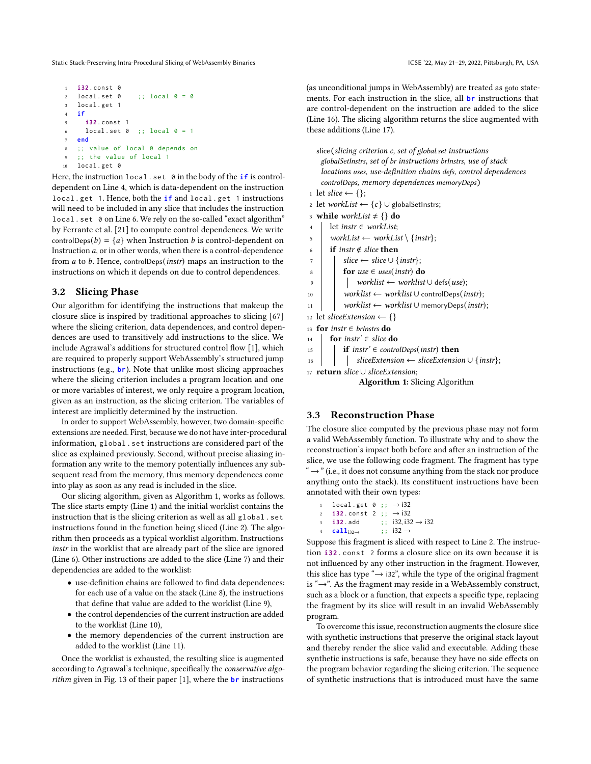```
1  i32.const 0
2  local.set 0    ;; local 0 = 0
3  local.get 1
4  if
5    i32.const 1
6    local.set 0  ;; local 0 = 1
7  end
8  ;; value of local 0 depends on
9  ;; the value of local 1
10 local.get 0
```

Here, the instruction `local.set 0` in the body of the **if** is control-dependent on Line 4, which is data-dependent on the instruction `local.get 1`. Hence, both the **if** and `local.get 1` instructions will need to be included in any slice that includes the instruction `local.set 0` on Line 6. We rely on the so-called "exact algorithm" by Ferrante et al. [21] to compute control dependences. We write $\text{controlDeps}(b) = \{a\}$ when Instruction $b$ is control-dependent on Instruction $a$, or in other words, when there is a control-dependence from $a$ to $b$. Hence, $\text{controlDeps}(\mathit{instr})$ maps an instruction to the instructions on which it depends on due to control dependences.

## 3.2 Slicing Phase

Our algorithm for identifying the instructions that makeup the closure slice is inspired by traditional approaches to slicing [67] where the slicing criterion, data dependences, and control dependences are used to transitively add instructions to the slice. We include Agrawal's additions for structured control flow [1], which are required to properly support WebAssembly's structured jump instructions (e.g., **br**). Note that unlike most slicing approaches where the slicing criterion includes a program location and one or more variables of interest, we only require a program location, given as an instruction, as the slicing criterion. The variables of interest are implicitly determined by the instruction.

In order to support WebAssembly, however, two domain-specific extensions are needed. First, because we do not have inter-procedural information, `global.set` instructions are considered part of the slice as explained previously. Second, without precise aliasing information any write to the memory potentially influences any subsequent read from the memory, thus memory dependences come into play as soon as any read is included in the slice.

Our slicing algorithm, given as Algorithm 1, works as follows. The slice starts empty (Line 1) and the initial worklist contains the instruction that is the slicing criterion as well as all `global.set` instructions found in the function being sliced (Line 2). The algorithm then proceeds as a typical worklist algorithm. Instructions *instr* in the worklist that are already part of the slice are ignored (Line 6). Other instructions are added to the slice (Line 7) and their dependencies are added to the worklist:

- use-definition chains are followed to find data dependences: for each use of a value on the stack (Line 8), the instructions that define that value are added to the worklist (Line 9),
- the control dependencies of the current instruction are added to the worklist (Line 10),
- the memory dependencies of the current instruction are added to the worklist (Line 11).

Once the worklist is exhausted, the resulting slice is augmented according to Agrawal's technique, specifically the *conservative algorithm* given in Fig. 13 of their paper [1], where the **br** instructions (as unconditional jumps in WebAssembly) are treated as goto statements. For each instruction in the slice, all **br** instructions that are control-dependent on the instruction are added to the slice (Line 16). The slicing algorithm returns the slice augmented with these additions (Line 17).

slice(*slicing criterion c, set of* global.set *instructions globalSetInstrs, set of* br *instructions brInstrs, use of stack locations uses, use-definition chains defs, control dependences controlDeps, memory dependences memoryDeps*)

```
1  let slice ← {};
2  let workList ← {c} ∪ globalSetInstrs;
3  while workList ≠ {} do
4      let instr ∈ workList;
5      workList ← workList \ {instr};
6      if instr ∉ slice then
7          slice ← slice ∪ {instr};
8          for use ∈ uses(instr) do
9              worklist ← worklist ∪ defs(use);
10         worklist ← worklist ∪ controlDeps(instr);
11         worklist ← worklist ∪ memoryDeps(instr);
12 let sliceExtension ← {}
13 for instr ∈ brInstrs do
14     for instr' ∈ slice do
15         if instr' ∈ controlDeps(instr) then
16             sliceExtension ← sliceExtension ∪ {instr};
17 return slice ∪ sliceExtension;
```

**Algorithm 1:** Slicing Algorithm

## 3.3 Reconstruction Phase

The closure slice computed by the previous phase may not form a valid WebAssembly function. To illustrate why and to show the reconstruction's impact both before and after an instruction of the slice, we use the following code fragment. The fragment has type "$\rightarrow$" (i.e., it does not consume anything from the stack nor produce anything onto the stack). Its constituent instructions have been annotated with their own types:

```
1  local.get 0  ;; → i32
2  i32.const 2  ;; → i32
3  i32.add      ;; i32, i32 → i32
4  call_{i32→}  ;; i32 →
```

Suppose this fragment is sliced with respect to Line 2. The instruction `i32.const 2` forms a closure slice on its own because it is not influenced by any other instruction in the fragment. However, this slice has type "$\rightarrow$ i32", while the type of the original fragment is "$\rightarrow$". As the fragment may reside in a WebAssembly construct, such as a block or a function, that expects a specific type, replacing the fragment by its slice will result in an invalid WebAssembly program.

To overcome this issue, reconstruction augments the closure slice with synthetic instructions that preserve the original stack layout and thereby render the slice valid and executable. Adding these synthetic instructions is safe, because they have no side effects on the program behavior regarding the slicing criterion. The sequence of synthetic instructions that is introduced must have the same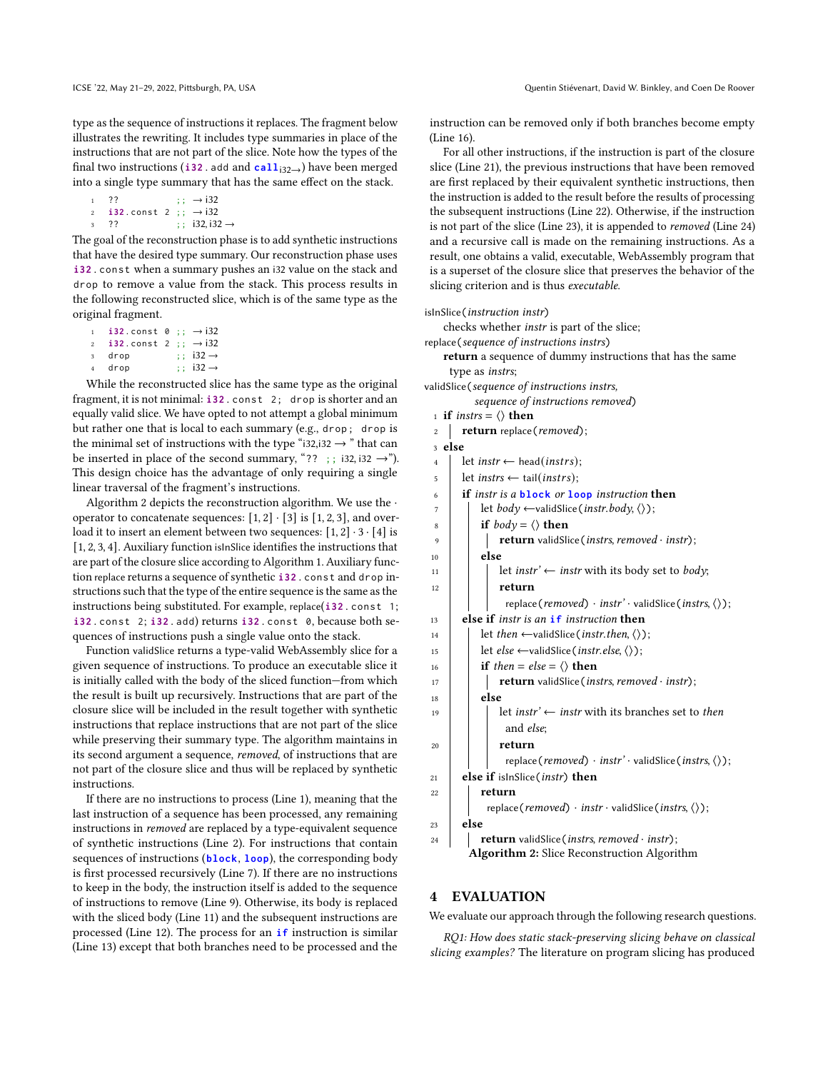type as the sequence of instructions it replaces. The fragment below illustrates the rewriting. It includes type summaries in place of the instructions that are not part of the slice. Note how the types of the final two instructions (`i32.add` and $\texttt{call}_{\text{i32}\rightarrow}$) have been merged into a single type summary that has the same effect on the stack.

```
1  ??            ;;  → i32
2  i32.const 2   ;;  → i32
3  ??            ;;  i32, i32 →
```

The goal of the reconstruction phase is to add synthetic instructions that have the desired type summary. Our reconstruction phase uses `i32.const` when a summary pushes an i32 value on the stack and `drop` to remove a value from the stack. This process results in the following reconstructed slice, which is of the same type as the original fragment.

```
1  i32.const 0  ;;  → i32
2  i32.const 2  ;;  → i32
3  drop         ;;  i32 →
4  drop         ;;  i32 →
```

While the reconstructed slice has the same type as the original fragment, it is not minimal: `i32.const 2; drop` is shorter and an equally valid slice. We have opted to not attempt a global minimum but rather one that is local to each summary (e.g., `drop; drop` is the minimal set of instructions with the type "i32,i32 → " that can be inserted in place of the second summary, "`?? ;;` i32, i32 →"). This design choice has the advantage of only requiring a single linear traversal of the fragment's instructions.

Algorithm 2 depicts the reconstruction algorithm. We use the $\cdot$ operator to concatenate sequences: $[1, 2] \cdot [3]$ is $[1, 2, 3]$, and overload it to insert an element between two sequences: $[1, 2] \cdot 3 \cdot [4]$ is $[1, 2, 3, 4]$. Auxiliary function isInSlice identifies the instructions that are part of the closure slice according to Algorithm 1. Auxiliary function replace returns a sequence of synthetic `i32.const` and `drop` instructions such that the type of the entire sequence is the same as the instructions being substituted. For example, replace(`i32.const 1; i32.const 2; i32.add`) returns `i32.const 0`, because both sequences of instructions push a single value onto the stack.

Function validSlice returns a type-valid WebAssembly slice for a given sequence of instructions. To produce an executable slice it is initially called with the body of the sliced function—from which the result is built up recursively. Instructions that are part of the closure slice will be included in the result together with synthetic instructions that replace instructions that are not part of the slice while preserving their summary type. The algorithm maintains in its second argument a sequence, *removed*, of instructions that are not part of the closure slice and thus will be replaced by synthetic instructions.

If there are no instructions to process (Line 1), meaning that the last instruction of a sequence has been processed, any remaining instructions in *removed* are replaced by a type-equivalent sequence of synthetic instructions (Line 2). For instructions that contain sequences of instructions (`block`, `loop`), the corresponding body is first processed recursively (Line 7). If there are no instructions to keep in the body, the instruction itself is added to the sequence of instructions to remove (Line 9). Otherwise, its body is replaced with the sliced body (Line 11) and the subsequent instructions are processed (Line 12). The process for an `if` instruction is similar (Line 13) except that both branches need to be processed and the instruction can be removed only if both branches become empty (Line 16).

For all other instructions, if the instruction is part of the closure slice (Line 21), the previous instructions that have been removed are first replaced by their equivalent synthetic instructions, then the instruction is added to the result before the results of processing the subsequent instructions (Line 22). Otherwise, if the instruction is not part of the slice (Line 23), it is appended to *removed* (Line 24) and a recursive call is made on the remaining instructions. As a result, one obtains a valid, executable, WebAssembly program that is a superset of the closure slice that preserves the behavior of the slicing criterion and is thus *executable*.

isInSlice(*instruction instr*)
  checks whether *instr* is part of the slice;
replace(*sequence of instructions instrs*)
  **return** a sequence of dummy instructions that has the same type as *instrs*;
validSlice(*sequence of instructions instrs, sequence of instructions removed*)

```
1  if instrs = ⟨⟩ then
2      return replace(removed);
3  else
4      let instr ← head(instrs);
5      let instrs ← tail(instrs);
6      if instr is a block or loop instruction then
7          let body ← validSlice(instr.body, ⟨⟩);
8          if body = ⟨⟩ then
9              return validSlice(instrs, removed · instr);
10         else
11             let instr' ← instr with its body set to body;
12             return
                   replace(removed) · instr' · validSlice(instrs, ⟨⟩);
13     else if instr is an if instruction then
14         let then ← validSlice(instr.then, ⟨⟩);
15         let else ← validSlice(instr.else, ⟨⟩);
16         if then = else = ⟨⟩ then
17             return validSlice(instrs, removed · instr);
18         else
19             let instr' ← instr with its branches set to then
                   and else;
20             return
                   replace(removed) · instr' · validSlice(instrs, ⟨⟩);
21     else if isInSlice(instr) then
22         return
               replace(removed) · instr · validSlice(instrs, ⟨⟩);
23     else
24         return validSlice(instrs, removed · instr);
```

**Algorithm 2:** Slice Reconstruction Algorithm

## 4 EVALUATION

We evaluate our approach through the following research questions.

*RQ1: How does static stack-preserving slicing behave on classical slicing examples?* The literature on program slicing has produced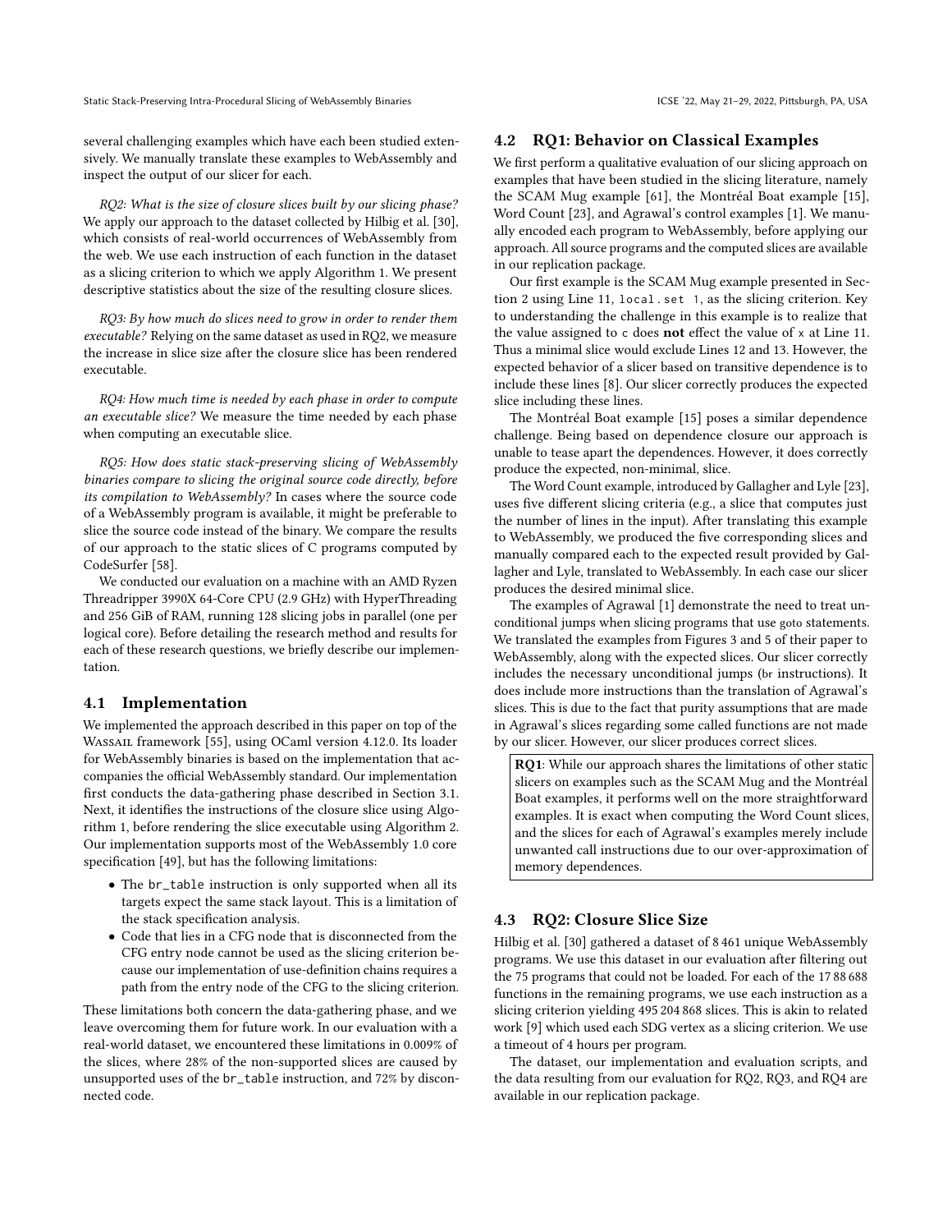several challenging examples which have each been studied extensively. We manually translate these examples to WebAssembly and inspect the output of our slicer for each.

*RQ2: What is the size of closure slices built by our slicing phase?* We apply our approach to the dataset collected by Hilbig et al. [30], which consists of real-world occurrences of WebAssembly from the web. We use each instruction of each function in the dataset as a slicing criterion to which we apply Algorithm 1. We present descriptive statistics about the size of the resulting closure slices.

*RQ3: By how much do slices need to grow in order to render them executable?* Relying on the same dataset as used in RQ2, we measure the increase in slice size after the closure slice has been rendered executable.

*RQ4: How much time is needed by each phase in order to compute an executable slice?* We measure the time needed by each phase when computing an executable slice.

*RQ5: How does static stack-preserving slicing of WebAssembly binaries compare to slicing the original source code directly, before its compilation to WebAssembly?* In cases where the source code of a WebAssembly program is available, it might be preferable to slice the source code instead of the binary. We compare the results of our approach to the static slices of C programs computed by CodeSurfer [58].

We conducted our evaluation on a machine with an AMD Ryzen Threadripper 3990X 64-Core CPU (2.9 GHz) with HyperThreading and 256 GiB of RAM, running 128 slicing jobs in parallel (one per logical core). Before detailing the research method and results for each of these research questions, we briefly describe our implementation.

## 4.1 Implementation

We implemented the approach described in this paper on top of the Wassail framework [55], using OCaml version 4.12.0. Its loader for WebAssembly binaries is based on the implementation that accompanies the official WebAssembly standard. Our implementation first conducts the data-gathering phase described in Section 3.1. Next, it identifies the instructions of the closure slice using Algorithm 1, before rendering the slice executable using Algorithm 2. Our implementation supports most of the WebAssembly 1.0 core specification [49], but has the following limitations:

- The `br_table` instruction is only supported when all its targets expect the same stack layout. This is a limitation of the stack specification analysis.
- Code that lies in a CFG node that is disconnected from the CFG entry node cannot be used as the slicing criterion because our implementation of use-definition chains requires a path from the entry node of the CFG to the slicing criterion.

These limitations both concern the data-gathering phase, and we leave overcoming them for future work. In our evaluation with a real-world dataset, we encountered these limitations in 0.009% of the slices, where 28% of the non-supported slices are caused by unsupported uses of the `br_table` instruction, and 72% by disconnected code.

## 4.2 RQ1: Behavior on Classical Examples

We first perform a qualitative evaluation of our slicing approach on examples that have been studied in the slicing literature, namely the SCAM Mug example [61], the Montréal Boat example [15], Word Count [23], and Agrawal's control examples [1]. We manually encoded each program to WebAssembly, before applying our approach. All source programs and the computed slices are available in our replication package.

Our first example is the SCAM Mug example presented in Section 2 using Line 11, `local.set 1`, as the slicing criterion. Key to understanding the challenge in this example is to realize that the value assigned to `c` does **not** effect the value of `x` at Line 11. Thus a minimal slice would exclude Lines 12 and 13. However, the expected behavior of a slicer based on transitive dependence is to include these lines [8]. Our slicer correctly produces the expected slice including these lines.

The Montréal Boat example [15] poses a similar dependence challenge. Being based on dependence closure our approach is unable to tease apart the dependences. However, it does correctly produce the expected, non-minimal, slice.

The Word Count example, introduced by Gallagher and Lyle [23], uses five different slicing criteria (e.g., a slice that computes just the number of lines in the input). After translating this example to WebAssembly, we produced the five corresponding slices and manually compared each to the expected result provided by Gallagher and Lyle, translated to WebAssembly. In each case our slicer produces the desired minimal slice.

The examples of Agrawal [1] demonstrate the need to treat unconditional jumps when slicing programs that use goto statements. We translated the examples from Figures 3 and 5 of their paper to WebAssembly, along with the expected slices. Our slicer correctly includes the necessary unconditional jumps (br instructions). It does include more instructions than the translation of Agrawal's slices. This is due to the fact that purity assumptions that are made in Agrawal's slices regarding some called functions are not made by our slicer. However, our slicer produces correct slices.

> **RQ1**: While our approach shares the limitations of other static slicers on examples such as the SCAM Mug and the Montréal Boat examples, it performs well on the more straightforward examples. It is exact when computing the Word Count slices, and the slices for each of Agrawal's examples merely include unwanted call instructions due to our over-approximation of memory dependences.

## 4.3 RQ2: Closure Slice Size

Hilbig et al. [30] gathered a dataset of 8 461 unique WebAssembly programs. We use this dataset in our evaluation after filtering out the 75 programs that could not be loaded. For each of the 17 88 688 functions in the remaining programs, we use each instruction as a slicing criterion yielding 495 204 868 slices. This is akin to related work [9] which used each SDG vertex as a slicing criterion. We use a timeout of 4 hours per program.

The dataset, our implementation and evaluation scripts, and the data resulting from our evaluation for RQ2, RQ3, and RQ4 are available in our replication package.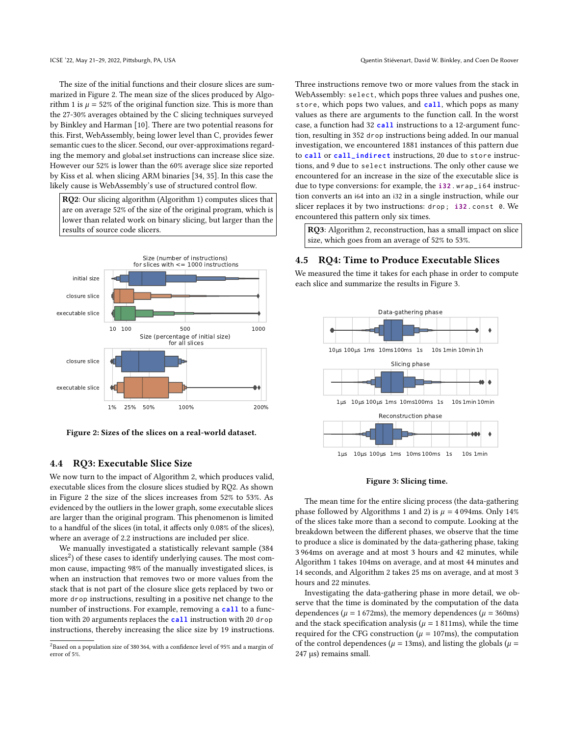The size of the initial functions and their closure slices are summarized in Figure 2. The mean size of the slices produced by Algorithm 1 is $\mu = 52\%$ of the original function size. This is more than the 27-30% averages obtained by the C slicing techniques surveyed by Binkley and Harman [10]. There are two potential reasons for this. First, WebAssembly, being lower level than C, provides fewer semantic cues to the slicer. Second, our over-approximations regarding the memory and global.set instructions can increase slice size. However our 52% is lower than the 60% average slice size reported by Kiss et al. when slicing ARM binaries [34, 35]. In this case the likely cause is WebAssembly's use of structured control flow.

> **RQ2**: Our slicing algorithm (Algorithm 1) computes slices that are on average 52% of the original program, which is lower than related work on binary slicing, but larger than the results of source code slicers.

**Figure 2: Sizes of the slices on a real-world dataset.**

## 4.4 RQ3: Executable Slice Size

We now turn to the impact of Algorithm 2, which produces valid, executable slices from the closure slices studied by RQ2. As shown in Figure 2 the size of the slices increases from 52% to 53%. As evidenced by the outliers in the lower graph, some executable slices are larger than the original program. This phenomenon is limited to a handful of the slices (in total, it affects only 0.08% of the slices), where an average of 2.2 instructions are included per slice.

We manually investigated a statistically relevant sample (384 slices[2]) of these cases to identify underlying causes. The most common cause, impacting 98% of the manually investigated slices, is when an instruction that removes two or more values from the stack that is not part of the closure slice gets replaced by two or more `drop` instructions, resulting in a positive net change to the number of instructions. For example, removing a `call` to a function with 20 arguments replaces the `call` instruction with 20 `drop` instructions, thereby increasing the slice size by 19 instructions.

[2] Based on a population size of 380 364, with a confidence level of 95% and a margin of error of 5%.

Three instructions remove two or more values from the stack in WebAssembly: `select`, which pops three values and pushes one, `store`, which pops two values, and `call`, which pops as many values as there are arguments to the function call. In the worst case, a function had 32 `call` instructions to a 12-argument function, resulting in 352 `drop` instructions being added. In our manual investigation, we encountered 1881 instances of this pattern due to `call` or `call_indirect` instructions, 20 due to `store` instructions, and 9 due to `select` instructions. The only other cause we encountered for an increase in the size of the executable slice is due to type conversions: for example, the `i32.wrap_i64` instruction converts an i64 into an i32 in a single instruction, while our slicer replaces it by two instructions: `drop; i32.const 0`. We encountered this pattern only six times.

> **RQ3**: Algorithm 2, reconstruction, has a small impact on slice size, which goes from an average of 52% to 53%.

## 4.5 RQ4: Time to Produce Executable Slices

We measured the time it takes for each phase in order to compute each slice and summarize the results in Figure 3.

**Figure 3: Slicing time.**

The mean time for the entire slicing process (the data-gathering phase followed by Algorithms 1 and 2) is $\mu = 4\,094$ms. Only 14% of the slices take more than a second to compute. Looking at the breakdown between the different phases, we observe that the time to produce a slice is dominated by the data-gathering phase, taking 3 964ms on average and at most 3 hours and 42 minutes, while Algorithm 1 takes 104ms on average, and at most 44 minutes and 14 seconds, and Algorithm 2 takes 25 ms on average, and at most 3 hours and 22 minutes.

Investigating the data-gathering phase in more detail, we observe that the time is dominated by the computation of the data dependences ($\mu = 1\,672$ms), the memory dependences ($\mu = 360$ms) and the stack specification analysis ($\mu = 1\,811$ms), while the time required for the CFG construction ($\mu = 107$ms), the computation of the control dependences ($\mu = 13$ms), and listing the globals ($\mu = 247$ µs) remains small.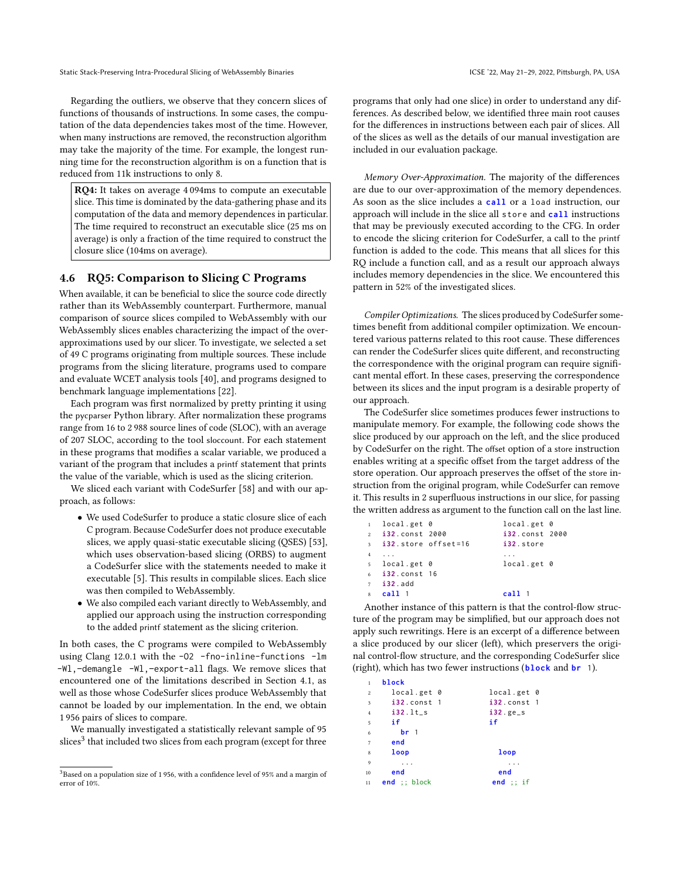Regarding the outliers, we observe that they concern slices of functions of thousands of instructions. In some cases, the computation of the data dependencies takes most of the time. However, when many instructions are removed, the reconstruction algorithm may take the majority of the time. For example, the longest running time for the reconstruction algorithm is on a function that is reduced from 11k instructions to only 8.

> **RQ4:** It takes on average 4 094ms to compute an executable slice. This time is dominated by the data-gathering phase and its computation of the data and memory dependences in particular. The time required to reconstruct an executable slice (25 ms on average) is only a fraction of the time required to construct the closure slice (104ms on average).

## 4.6 RQ5: Comparison to Slicing C Programs

When available, it can be beneficial to slice the source code directly rather than its WebAssembly counterpart. Furthermore, manual comparison of source slices compiled to WebAssembly with our WebAssembly slices enables characterizing the impact of the over-approximations used by our slicer. To investigate, we selected a set of 49 C programs originating from multiple sources. These include programs from the slicing literature, programs used to compare and evaluate WCET analysis tools [40], and programs designed to benchmark language implementations [22].

Each program was first normalized by pretty printing it using the pycparser Python library. After normalization these programs range from 16 to 2 988 source lines of code (SLOC), with an average of 207 SLOC, according to the tool sloccount. For each statement in these programs that modifies a scalar variable, we produced a variant of the program that includes a printf statement that prints the value of the variable, which is used as the slicing criterion.

We sliced each variant with CodeSurfer [58] and with our approach, as follows:

- We used CodeSurfer to produce a static closure slice of each C program. Because CodeSurfer does not produce executable slices, we apply quasi-static executable slicing (QSES) [53], which uses observation-based slicing (ORBS) to augment a CodeSurfer slice with the statements needed to make it executable [5]. This results in compilable slices. Each slice was then compiled to WebAssembly.
- We also compiled each variant directly to WebAssembly, and applied our approach using the instruction corresponding to the added printf statement as the slicing criterion.

In both cases, the C programs were compiled to WebAssembly using Clang 12.0.1 with the `-O2 -fno-inline-functions -lm -Wl,-demangle -Wl,-export-all` flags. We remove slices that encountered one of the limitations described in Section 4.1, as well as those whose CodeSurfer slices produce WebAssembly that cannot be loaded by our implementation. In the end, we obtain 1 956 pairs of slices to compare.

We manually investigated a statistically relevant sample of 95 slices[3] that included two slices from each program (except for three programs that only had one slice) in order to understand any differences. As described below, we identified three main root causes for the differences in instructions between each pair of slices. All of the slices as well as the details of our manual investigation are included in our evaluation package.

*Memory Over-Approximation.* The majority of the differences are due to our over-approximation of the memory dependences. As soon as the slice includes a **call** or a `load` instruction, our approach will include in the slice all `store` and **call** instructions that may be previously executed according to the CFG. In order to encode the slicing criterion for CodeSurfer, a call to the printf function is added to the code. This means that all slices for this RQ include a function call, and as a result our approach always includes memory dependencies in the slice. We encountered this pattern in 52% of the investigated slices.

*Compiler Optimizations.* The slices produced by CodeSurfer sometimes benefit from additional compiler optimization. We encountered various patterns related to this root cause. These differences can render the CodeSurfer slices quite different, and reconstructing the correspondence with the original program can require significant mental effort. In these cases, preserving the correspondence between its slices and the input program is a desirable property of our approach.

The CodeSurfer slice sometimes produces fewer instructions to manipulate memory. For example, the following code shows the slice produced by our approach on the left, and the slice produced by CodeSurfer on the right. The offset option of a store instruction enables writing at a specific offset from the target address of the store operation. Our approach preserves the offset of the store instruction from the original program, while CodeSurfer can remove it. This results in 2 superfluous instructions in our slice, for passing the written address as argument to the function call on the last line.

```
1  local.get 0                local.get 0
2  i32.const 2000             i32.const 2000
3  i32.store offset=16        i32.store
4  ...                        ...
5  local.get 0                local.get 0
6  i32.const 16
7  i32.add
8  call 1                     call 1
```

Another instance of this pattern is that the control-flow structure of the program may be simplified, but our approach does not apply such rewritings. Here is an excerpt of a difference between a slice produced by our slicer (left), which preservers the original control-flow structure, and the corresponding CodeSurfer slice (right), which has two fewer instructions (**block** and **br** 1).

```
1  block
2    local.get 0              local.get 0
3    i32.const 1              i32.const 1
4    i32.lt_s                 i32.ge_s
5    if                       if
6      br 1
7    end
8    loop                       loop
9      ...                        ...
10   end                        end
11 end ;; block               end ;; if
```

[3] Based on a population size of 1 956, with a confidence level of 95% and a margin of error of 10%.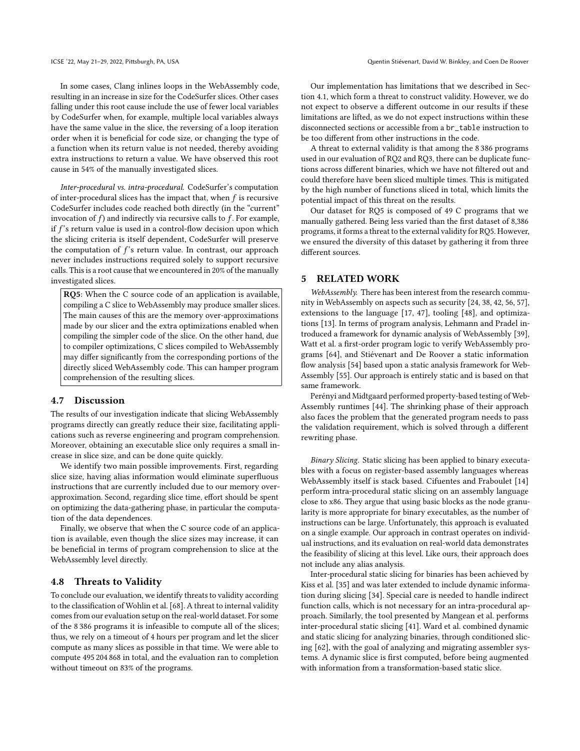In some cases, Clang inlines loops in the WebAssembly code, resulting in an increase in size for the CodeSurfer slices. Other cases falling under this root cause include the use of fewer local variables by CodeSurfer when, for example, multiple local variables always have the same value in the slice, the reversing of a loop iteration order when it is beneficial for code size, or changing the type of a function when its return value is not needed, thereby avoiding extra instructions to return a value. We have observed this root cause in 54% of the manually investigated slices.

*Inter-procedural vs. intra-procedural.* CodeSurfer's computation of inter-procedural slices has the impact that, when $f$ is recursive CodeSurfer includes code reached both directly (in the "current" invocation of $f$) and indirectly via recursive calls to $f$. For example, if $f$'s return value is used in a control-flow decision upon which the slicing criteria is itself dependent, CodeSurfer will preserve the computation of $f$'s return value. In contrast, our approach never includes instructions required solely to support recursive calls. This is a root cause that we encountered in 20% of the manually investigated slices.

> **RQ5**: When the C source code of an application is available, compiling a C slice to WebAssembly may produce smaller slices. The main causes of this are the memory over-approximations made by our slicer and the extra optimizations enabled when compiling the simpler code of the slice. On the other hand, due to compiler optimizations, C slices compiled to WebAssembly may differ significantly from the corresponding portions of the directly sliced WebAssembly code. This can hamper program comprehension of the resulting slices.

### 4.7 Discussion

The results of our investigation indicate that slicing WebAssembly programs directly can greatly reduce their size, facilitating applications such as reverse engineering and program comprehension. Moreover, obtaining an executable slice only requires a small increase in slice size, and can be done quite quickly.

We identify two main possible improvements. First, regarding slice size, having alias information would eliminate superfluous instructions that are currently included due to our memory over-approximation. Second, regarding slice time, effort should be spent on optimizing the data-gathering phase, in particular the computation of the data dependences.

Finally, we observe that when the C source code of an application is available, even though the slice sizes may increase, it can be beneficial in terms of program comprehension to slice at the WebAssembly level directly.

### 4.8 Threats to Validity

To conclude our evaluation, we identify threats to validity according to the classification of Wohlin et al. [68]. A threat to internal validity comes from our evaluation setup on the real-world dataset. For some of the 8 386 programs it is infeasible to compute all of the slices; thus, we rely on a timeout of 4 hours per program and let the slicer compute as many slices as possible in that time. We were able to compute 495 204 868 in total, and the evaluation ran to completion without timeout on 83% of the programs.

Our implementation has limitations that we described in Section 4.1, which form a threat to construct validity. However, we do not expect to observe a different outcome in our results if these limitations are lifted, as we do not expect instructions within these disconnected sections or accessible from a `br_table` instruction to be too different from other instructions in the code.

A threat to external validity is that among the 8 386 programs used in our evaluation of RQ2 and RQ3, there can be duplicate functions across different binaries, which we have not filtered out and could therefore have been sliced multiple times. This is mitigated by the high number of functions sliced in total, which limits the potential impact of this threat on the results.

Our dataset for RQ5 is composed of 49 C programs that we manually gathered. Being less varied than the first dataset of 8,386 programs, it forms a threat to the external validity for RQ5. However, we ensured the diversity of this dataset by gathering it from three different sources.

## 5 RELATED WORK

*WebAssembly.* There has been interest from the research community in WebAssembly on aspects such as security [24, 38, 42, 56, 57], extensions to the language [17, 47], tooling [48], and optimizations [13]. In terms of program analysis, Lehmann and Pradel introduced a framework for dynamic analysis of WebAssembly [39], Watt et al. a first-order program logic to verify WebAssembly programs [64], and Stiévenart and De Roover a static information flow analysis [54] based upon a static analysis framework for WebAssembly [55]. Our approach is entirely static and is based on that same framework.

Perényi and Midtgaard performed property-based testing of WebAssembly runtimes [44]. The shrinking phase of their approach also faces the problem that the generated program needs to pass the validation requirement, which is solved through a different rewriting phase.

*Binary Slicing.* Static slicing has been applied to binary executables with a focus on register-based assembly languages whereas WebAssembly itself is stack based. Cifuentes and Fraboulet [14] perform intra-procedural static slicing on an assembly language close to x86. They argue that using basic blocks as the node granularity is more appropriate for binary executables, as the number of instructions can be large. Unfortunately, this approach is evaluated on a single example. Our approach in contrast operates on individual instructions, and its evaluation on real-world data demonstrates the feasibility of slicing at this level. Like ours, their approach does not include any alias analysis.

Inter-procedural static slicing for binaries has been achieved by Kiss et al. [35] and was later extended to include dynamic information during slicing [34]. Special care is needed to handle indirect function calls, which is not necessary for an intra-procedural approach. Similarly, the tool presented by Mangean et al. performs inter-procedural static slicing [41]. Ward et al. combined dynamic and static slicing for analyzing binaries, through conditioned slicing [62], with the goal of analyzing and migrating assembler systems. A dynamic slice is first computed, before being augmented with information from a transformation-based static slice.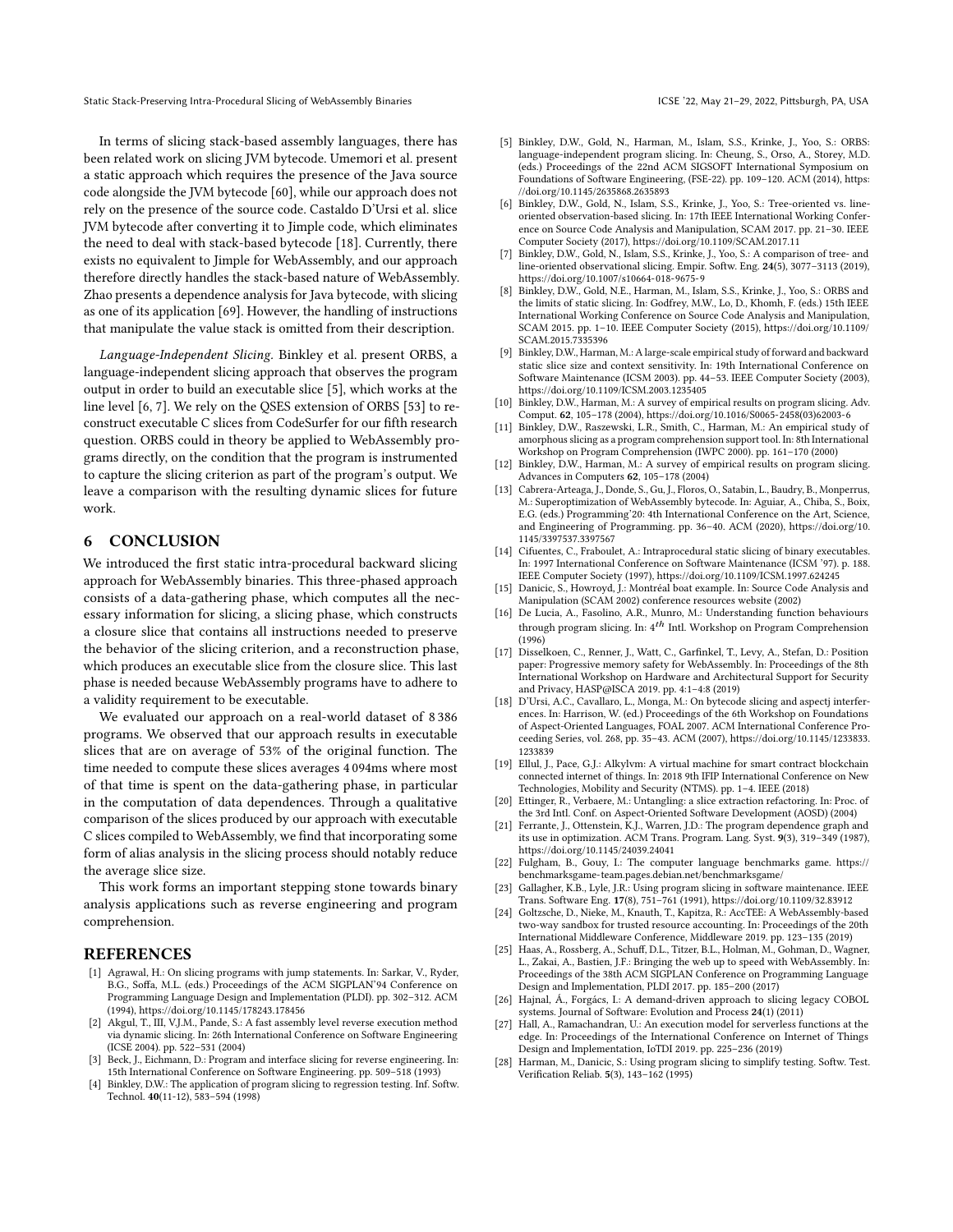In terms of slicing stack-based assembly languages, there has been related work on slicing JVM bytecode. Umemori et al. present a static approach which requires the presence of the Java source code alongside the JVM bytecode [60], while our approach does not rely on the presence of the source code. Castaldo D'Ursi et al. slice JVM bytecode after converting it to Jimple code, which eliminates the need to deal with stack-based bytecode [18]. Currently, there exists no equivalent to Jimple for WebAssembly, and our approach therefore directly handles the stack-based nature of WebAssembly. Zhao presents a dependence analysis for Java bytecode, with slicing as one of its application [69]. However, the handling of instructions that manipulate the value stack is omitted from their description.

*Language-Independent Slicing.* Binkley et al. present ORBS, a language-independent slicing approach that observes the program output in order to build an executable slice [5], which works at the line level [6, 7]. We rely on the QSES extension of ORBS [53] to reconstruct executable C slices from CodeSurfer for our fifth research question. ORBS could in theory be applied to WebAssembly programs directly, on the condition that the program is instrumented to capture the slicing criterion as part of the program's output. We leave a comparison with the resulting dynamic slices for future work.

## 6 CONCLUSION

We introduced the first static intra-procedural backward slicing approach for WebAssembly binaries. This three-phased approach consists of a data-gathering phase, which computes all the necessary information for slicing, a slicing phase, which constructs a closure slice that contains all instructions needed to preserve the behavior of the slicing criterion, and a reconstruction phase, which produces an executable slice from the closure slice. This last phase is needed because WebAssembly programs have to adhere to a validity requirement to be executable.

We evaluated our approach on a real-world dataset of 8 386 programs. We observed that our approach results in executable slices that are on average of 53% of the original function. The time needed to compute these slices averages 4 094ms where most of that time is spent on the data-gathering phase, in particular in the computation of data dependences. Through a qualitative comparison of the slices produced by our approach with executable C slices compiled to WebAssembly, we find that incorporating some form of alias analysis in the slicing process should notably reduce the average slice size.

This work forms an important stepping stone towards binary analysis applications such as reverse engineering and program comprehension.

## REFERENCES

- [1] Agrawal, H.: On slicing programs with jump statements. In: Sarkar, V., Ryder, B.G., Soffa, M.L. (eds.) Proceedings of the ACM SIGPLAN'94 Conference on Programming Language Design and Implementation (PLDI). pp. 302–312. ACM (1994), https://doi.org/10.1145/178243.178456
- [2] Akgul, T., III, V.J.M., Pande, S.: A fast assembly level reverse execution method via dynamic slicing. In: 26th International Conference on Software Engineering (ICSE 2004). pp. 522–531 (2004)
- [3] Beck, J., Eichmann, D.: Program and interface slicing for reverse engineering. In: 15th International Conference on Software Engineering. pp. 509–518 (1993)
- [4] Binkley, D.W.: The application of program slicing to regression testing. Inf. Softw. Technol. **40**(11-12), 583–594 (1998)
- [5] Binkley, D.W., Gold, N., Harman, M., Islam, S.S., Krinke, J., Yoo, S.: ORBS: language-independent program slicing. In: Cheung, S., Orso, A., Storey, M.D. (eds.) Proceedings of the 22nd ACM SIGSOFT International Symposium on Foundations of Software Engineering, (FSE-22). pp. 109–120. ACM (2014), https://doi.org/10.1145/2635868.2635893
- [6] Binkley, D.W., Gold, N., Islam, S.S., Krinke, J., Yoo, S.: Tree-oriented vs. line-oriented observation-based slicing. In: 17th IEEE International Working Conference on Source Code Analysis and Manipulation, SCAM 2017. pp. 21–30. IEEE Computer Society (2017), https://doi.org/10.1109/SCAM.2017.11
- [7] Binkley, D.W., Gold, N., Islam, S.S., Krinke, J., Yoo, S.: A comparison of tree- and line-oriented observational slicing. Empir. Softw. Eng. **24**(5), 3077–3113 (2019), https://doi.org/10.1007/s10664-018-9675-9
- [8] Binkley, D.W., Gold, N.E., Harman, M., Islam, S.S., Krinke, J., Yoo, S.: ORBS and the limits of static slicing. In: Godfrey, M.W., Lo, D., Khomh, F. (eds.) 15th IEEE International Working Conference on Source Code Analysis and Manipulation, SCAM 2015. pp. 1–10. IEEE Computer Society (2015), https://doi.org/10.1109/SCAM.2015.7335396
- [9] Binkley, D.W., Harman, M.: A large-scale empirical study of forward and backward static slice size and context sensitivity. In: 19th International Conference on Software Maintenance (ICSM 2003). pp. 44–53. IEEE Computer Society (2003), https://doi.org/10.1109/ICSM.2003.1235405
- [10] Binkley, D.W., Harman, M.: A survey of empirical results on program slicing. Adv. Comput. **62**, 105–178 (2004), https://doi.org/10.1016/S0065-2458(03)62003-6
- [11] Binkley, D.W., Raszewski, L.R., Smith, C., Harman, M.: An empirical study of amorphous slicing as a program comprehension support tool. In: 8th International Workshop on Program Comprehension (IWPC 2000). pp. 161–170 (2000)
- [12] Binkley, D.W., Harman, M.: A survey of empirical results on program slicing. Advances in Computers **62**, 105–178 (2004)
- [13] Cabrera-Arteaga, J., Donde, S., Gu, J., Floros, O., Satabin, L., Baudry, B., Monperrus, M.: Superoptimization of WebAssembly bytecode. In: Aguiar, A., Chiba, S., Boix, E.G. (eds.) Programming'20: 4th International Conference on the Art, Science, and Engineering of Programming. pp. 36–40. ACM (2020), https://doi.org/10.1145/3397537.3397567
- [14] Cifuentes, C., Fraboulet, A.: Intraprocedural static slicing of binary executables. In: 1997 International Conference on Software Maintenance (ICSM '97). p. 188. IEEE Computer Society (1997), https://doi.org/10.1109/ICSM.1997.624245
- [15] Danicic, S., Howroyd, J.: Montréal boat example. In: Source Code Analysis and Manipulation (SCAM 2002) conference resources website (2002)
- [16] De Lucia, A., Fasolino, A.R., Munro, M.: Understanding function behaviours through program slicing. In: $4^{th}$ Intl. Workshop on Program Comprehension (1996)
- [17] Disselkoen, C., Renner, J., Watt, C., Garfinkel, T., Levy, A., Stefan, D.: Position paper: Progressive memory safety for WebAssembly. In: Proceedings of the 8th International Workshop on Hardware and Architectural Support for Security and Privacy, HASP@ISCA 2019. pp. 4:1–4:8 (2019)
- [18] D'Ursi, A.C., Cavallaro, L., Monga, M.: On bytecode slicing and aspectj interferences. In: Harrison, W. (ed.) Proceedings of the 6th Workshop on Foundations of Aspect-Oriented Languages, FOAL 2007. ACM International Conference Proceeding Series, vol. 268, pp. 35–43. ACM (2007), https://doi.org/10.1145/1233833.1233839
- [19] Ellul, J., Pace, G.J.: Alkylvm: A virtual machine for smart contract blockchain connected internet of things. In: 2018 9th IFIP International Conference on New Technologies, Mobility and Security (NTMS). pp. 1–4. IEEE (2018)
- [20] Ettinger, R., Verbaere, M.: Untangling: a slice extraction refactoring. In: Proc. of the 3rd Intl. Conf. on Aspect-Oriented Software Development (AOSD) (2004)
- [21] Ferrante, J., Ottenstein, K.J., Warren, J.D.: The program dependence graph and its use in optimization. ACM Trans. Program. Lang. Syst. **9**(3), 319–349 (1987), https://doi.org/10.1145/24039.24041
- [22] Fulgham, B., Gouy, I.: The computer language benchmarks game. https://benchmarksgame-team.pages.debian.net/benchmarksgame/
- [23] Gallagher, K.B., Lyle, J.R.: Using program slicing in software maintenance. IEEE Trans. Software Eng. **17**(8), 751–761 (1991), https://doi.org/10.1109/32.83912
- [24] Goltzsche, D., Nieke, M., Knauth, T., Kapitza, R.: AccTEE: A WebAssembly-based two-way sandbox for trusted resource accounting. In: Proceedings of the 20th International Middleware Conference, Middleware 2019. pp. 123–135 (2019)
- [25] Haas, A., Rossberg, A., Schuff, D.L., Titzer, B.L., Holman, M., Gohman, D., Wagner, L., Zakai, A., Bastien, J.F.: Bringing the web up to speed with WebAssembly. In: Proceedings of the 38th ACM SIGPLAN Conference on Programming Language Design and Implementation, PLDI 2017. pp. 185–200 (2017)
- [26] Hajnal, Á., Forgács, I.: A demand-driven approach to slicing legacy COBOL systems. Journal of Software: Evolution and Process **24**(1) (2011)
- [27] Hall, A., Ramachandran, U.: An execution model for serverless functions at the edge. In: Proceedings of the International Conference on Internet of Things Design and Implementation, IoTDI 2019. pp. 225–236 (2019)
- [28] Harman, M., Danicic, S.: Using program slicing to simplify testing. Softw. Test. Verification Reliab. **5**(3), 143–162 (1995)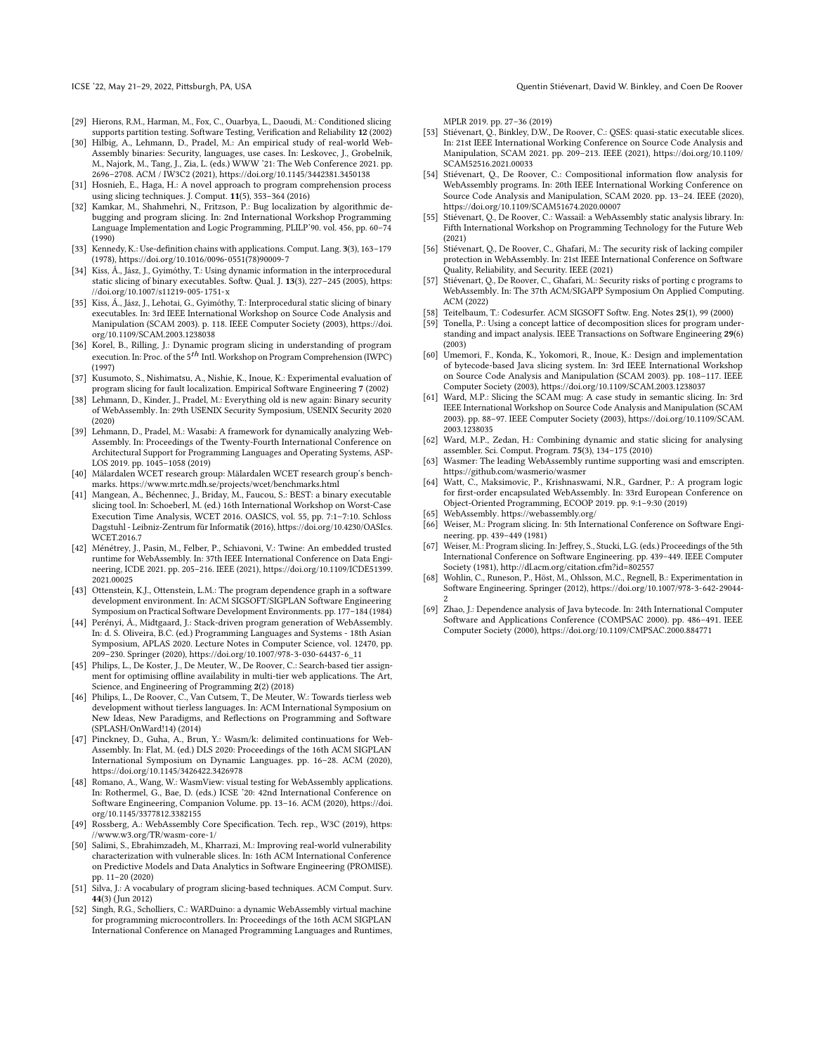[29] Hierons, R.M., Harman, M., Fox, C., Ouarbya, L., Daoudi, M.: Conditioned slicing supports partition testing. Software Testing, Verification and Reliability **12** (2002)

[30] Hilbig, A., Lehmann, D., Pradel, M.: An empirical study of real-world WebAssembly binaries: Security, languages, use cases. In: Leskovec, J., Grobelnik, M., Najork, M., Tang, J., Zia, L. (eds.) WWW '21: The Web Conference 2021. pp. 2696–2708. ACM / IW3C2 (2021), https://doi.org/10.1145/3442381.3450138

[31] Hosnieh, E., Haga, H.: A novel approach to program comprehension process using slicing techniques. J. Comput. **11**(5), 353–364 (2016)

[32] Kamkar, M., Shahmehri, N., Fritzson, P.: Bug localization by algorithmic debugging and program slicing. In: 2nd International Workshop Programming Language Implementation and Logic Programming, PLILP'90. vol. 456, pp. 60–74 (1990)

[33] Kennedy, K.: Use-definition chains with applications. Comput. Lang. **3**(3), 163–179 (1978), https://doi.org/10.1016/0096-0551(78)90009-7

[34] Kiss, Á., Jász, J., Gyimóthy, T.: Using dynamic information in the interprocedural static slicing of binary executables. Softw. Qual. J. **13**(3), 227–245 (2005), https://doi.org/10.1007/s11219-005-1751-x

[35] Kiss, Á., Jász, J., Lehotai, G., Gyimóthy, T.: Interprocedural static slicing of binary executables. In: 3rd IEEE International Workshop on Source Code Analysis and Manipulation (SCAM 2003). p. 118. IEEE Computer Society (2003), https://doi.org/10.1109/SCAM.2003.1238038

[36] Korel, B., Rilling, J.: Dynamic program slicing in understanding of program execution. In: Proc. of the $5^{th}$ Intl. Workshop on Program Comprehension (IWPC) (1997)

[37] Kusumoto, S., Nishimatsu, A., Nishie, K., Inoue, K.: Experimental evaluation of program slicing for fault localization. Empirical Software Engineering **7** (2002)

[38] Lehmann, D., Kinder, J., Pradel, M.: Everything old is new again: Binary security of WebAssembly. In: 29th USENIX Security Symposium, USENIX Security 2020 (2020)

[39] Lehmann, D., Pradel, M.: Wasabi: A framework for dynamically analyzing WebAssembly. In: Proceedings of the Twenty-Fourth International Conference on Architectural Support for Programming Languages and Operating Systems, ASPLOS 2019. pp. 1045–1058 (2019)

[40] Mälardalen WCET research group: Mälardalen WCET research group's benchmarks. https://www.mrtc.mdh.se/projects/wcet/benchmarks.html

[41] Mangean, A., Béchennec, J., Briday, M., Faucou, S.: BEST: a binary executable slicing tool. In: Schoeberl, M. (ed.) 16th International Workshop on Worst-Case Execution Time Analysis, WCET 2016. OASICS, vol. 55, pp. 7:1–7:10. Schloss Dagstuhl - Leibniz-Zentrum für Informatik (2016), https://doi.org/10.4230/OASIcs.WCET.2016.7

[42] Ménétrey, J., Pasin, M., Felber, P., Schiavoni, V.: Twine: An embedded trusted runtime for WebAssembly. In: 37th IEEE International Conference on Data Engineering, ICDE 2021. pp. 205–216. IEEE (2021), https://doi.org/10.1109/ICDE51399.2021.00025

[43] Ottenstein, K.J., Ottenstein, L.M.: The program dependence graph in a software development environment. In: ACM SIGSOFT/SIGPLAN Software Engineering Symposium on Practical Software Development Environments. pp. 177–184 (1984)

[44] Perényi, Á., Midtgaard, J.: Stack-driven program generation of WebAssembly. In: d. S. Oliveira, B.C. (ed.) Programming Languages and Systems - 18th Asian Symposium, APLAS 2020. Lecture Notes in Computer Science, vol. 12470, pp. 209–230. Springer (2020), https://doi.org/10.1007/978-3-030-64437-6_11

[45] Philips, L., De Koster, J., De Meuter, W., De Roover, C.: Search-based tier assignment for optimising offline availability in multi-tier web applications. The Art, Science, and Engineering of Programming **2**(2) (2018)

[46] Philips, L., De Roover, C., Van Cutsem, T., De Meuter, W.: Towards tierless web development without tierless languages. In: ACM International Symposium on New Ideas, New Paradigms, and Reflections on Programming and Software (SPLASH/OnWard!14) (2014)

[47] Pinckney, D., Guha, A., Brun, Y.: Wasm/k: delimited continuations for WebAssembly. In: Flat, M. (ed.) DLS 2020: Proceedings of the 16th ACM SIGPLAN International Symposium on Dynamic Languages. pp. 16–28. ACM (2020), https://doi.org/10.1145/3426422.3426978

[48] Romano, A., Wang, W.: WasmView: visual testing for WebAssembly applications. In: Rothermel, G., Bae, D. (eds.) ICSE '20: 42nd International Conference on Software Engineering, Companion Volume. pp. 13–16. ACM (2020), https://doi.org/10.1145/3377812.3382155

[49] Rossberg, A.: WebAssembly Core Specification. Tech. rep., W3C (2019), https://www.w3.org/TR/wasm-core-1/

[50] Salimi, S., Ebrahimzadeh, M., Kharrazi, M.: Improving real-world vulnerability characterization with vulnerable slices. In: 16th ACM International Conference on Predictive Models and Data Analytics in Software Engineering (PROMISE). pp. 11–20 (2020)

[51] Silva, J.: A vocabulary of program slicing-based techniques. ACM Comput. Surv. **44**(3) (Jun 2012)

[52] Singh, R.G., Scholliers, C.: WARDuino: a dynamic WebAssembly virtual machine for programming microcontrollers. In: Proceedings of the 16th ACM SIGPLAN International Conference on Managed Programming Languages and Runtimes, MPLR 2019. pp. 27–36 (2019)

[53] Stiévenart, Q., Binkley, D.W., De Roover, C.: QSES: quasi-static executable slices. In: 21st IEEE International Working Conference on Source Code Analysis and Manipulation, SCAM 2021. pp. 209–213. IEEE (2021), https://doi.org/10.1109/SCAM52516.2021.00033

[54] Stiévenart, Q., De Roover, C.: Compositional information flow analysis for WebAssembly programs. In: 20th IEEE International Working Conference on Source Code Analysis and Manipulation, SCAM 2020. pp. 13–24. IEEE (2020), https://doi.org/10.1109/SCAM51674.2020.00007

[55] Stiévenart, Q., De Roover, C.: Wassail: a WebAssembly static analysis library. In: Fifth International Workshop on Programming Technology for the Future Web (2021)

[56] Stiévenart, Q., De Roover, C., Ghafari, M.: The security risk of lacking compiler protection in WebAssembly. In: 21st IEEE International Conference on Software Quality, Reliability, and Security. IEEE (2021)

[57] Stiévenart, Q., De Roover, C., Ghafari, M.: Security risks of porting c programs to WebAssembly. In: The 37th ACM/SIGAPP Symposium On Applied Computing. ACM (2022)

[58] Teitelbaum, T.: Codesurfer. ACM SIGSOFT Softw. Eng. Notes **25**(1), 99 (2000)

[59] Tonella, P.: Using a concept lattice of decomposition slices for program understanding and impact analysis. IEEE Transactions on Software Engineering **29**(6) (2003)

[60] Umemori, F., Konda, K., Yokomori, R., Inoue, K.: Design and implementation of bytecode-based Java slicing system. In: 3rd IEEE International Workshop on Source Code Analysis and Manipulation (SCAM 2003). pp. 108–117. IEEE Computer Society (2003), https://doi.org/10.1109/SCAM.2003.1238037

[61] Ward, M.P.: Slicing the SCAM mug: A case study in semantic slicing. In: 3rd IEEE International Workshop on Source Code Analysis and Manipulation (SCAM 2003). pp. 88–97. IEEE Computer Society (2003), https://doi.org/10.1109/SCAM.2003.1238035

[62] Ward, M.P., Zedan, H.: Combining dynamic and static slicing for analysing assembler. Sci. Comput. Program. **75**(3), 134–175 (2010)

[63] Wasmer: The leading WebAssembly runtime supporting wasi and emscripten. https://github.com/wasmerio/wasmer

[64] Watt, C., Maksimovic, P., Krishnaswami, N.R., Gardner, P.: A program logic for first-order encapsulated WebAssembly. In: 33rd European Conference on Object-Oriented Programming, ECOOP 2019. pp. 9:1–9:30 (2019)

[65] WebAssembly. https://webassembly.org/

[66] Weiser, M.: Program slicing. In: 5th International Conference on Software Engineering. pp. 439–449 (1981)

[67] Weiser, M.: Program slicing. In: Jeffrey, S., Stucki, L.G. (eds.) Proceedings of the 5th International Conference on Software Engineering. pp. 439–449. IEEE Computer Society (1981), http://dl.acm.org/citation.cfm?id=802557

[68] Wohlin, C., Runeson, P., Höst, M., Ohlsson, M.C., Regnell, B.: Experimentation in Software Engineering. Springer (2012), https://doi.org/10.1007/978-3-642-29044-2

[69] Zhao, J.: Dependence analysis of Java bytecode. In: 24th International Computer Software and Applications Conference (COMPSAC 2000). pp. 486–491. IEEE Computer Society (2000), https://doi.org/10.1109/CMPSAC.2000.884771